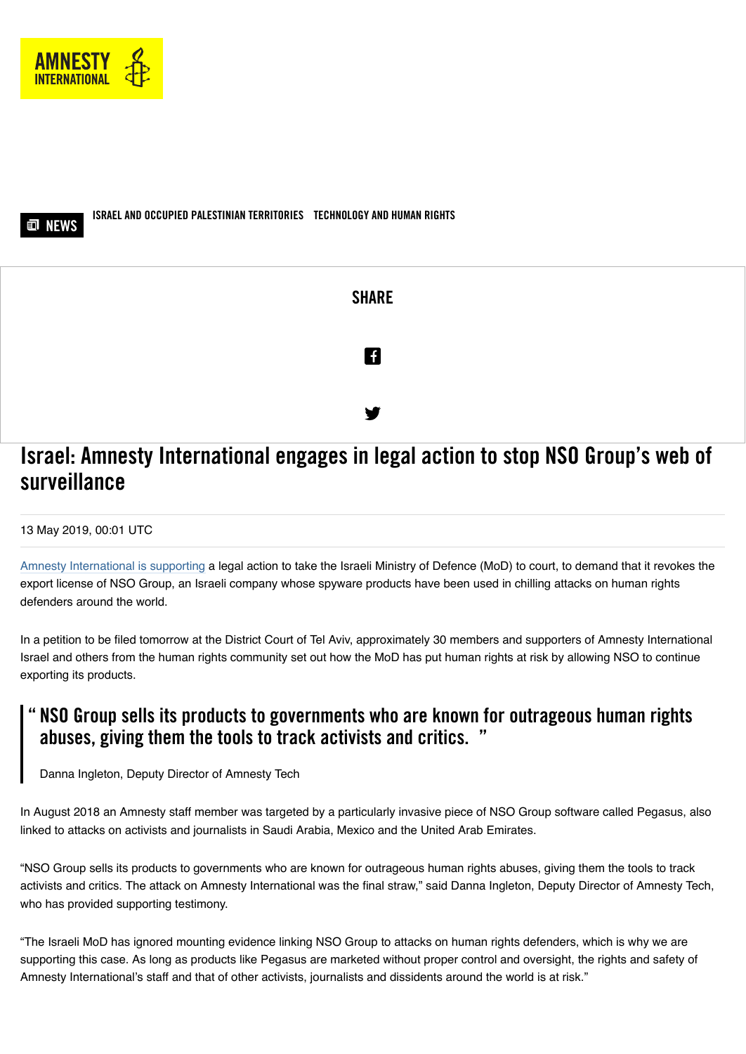NEWS

ISRAEL AND OCCUPIED PALESTINIAN TERRITORIES TECHNOLOGY AND HUMAN RIGHTS

SHARE

# Israel: Amnesty International engages in legal action to stop NSO Group's web of surveillance

13 May 2019, 00:01 UTC

Amnesty International is supporting a legal action to take the Israeli Ministry of Defence (MoD) to court, to demand that it revokes the export license of NSO Group, an Israeli company whose spyware products have been used in chilling attacks on human rights defenders around the world.

In a petition to be filed tomorrow at the District Court of Tel Aviv, approximately 30 members and supporters of Amnesty International Israel and others from the human rights community set out how the MoD has put human rights at risk by allowing NSO to continue exporting its products.

> **"NSO Group sells its products to governments who are known for outrageous human rights abuses, giving them the tools to track activists and critics."**
>
> Danna Ingleton, Deputy Director of Amnesty Tech

In August 2018 an Amnesty staff member was targeted by a particularly invasive piece of NSO Group software called Pegasus, also linked to attacks on activists and journalists in Saudi Arabia, Mexico and the United Arab Emirates.

"NSO Group sells its products to governments who are known for outrageous human rights abuses, giving them the tools to track activists and critics. The attack on Amnesty International was the final straw," said Danna Ingleton, Deputy Director of Amnesty Tech, who has provided supporting testimony.

"The Israeli MoD has ignored mounting evidence linking NSO Group to attacks on human rights defenders, which is why we are supporting this case. As long as products like Pegasus are marketed without proper control and oversight, the rights and safety of Amnesty International's staff and that of other activists, journalists and dissidents around the world is at risk."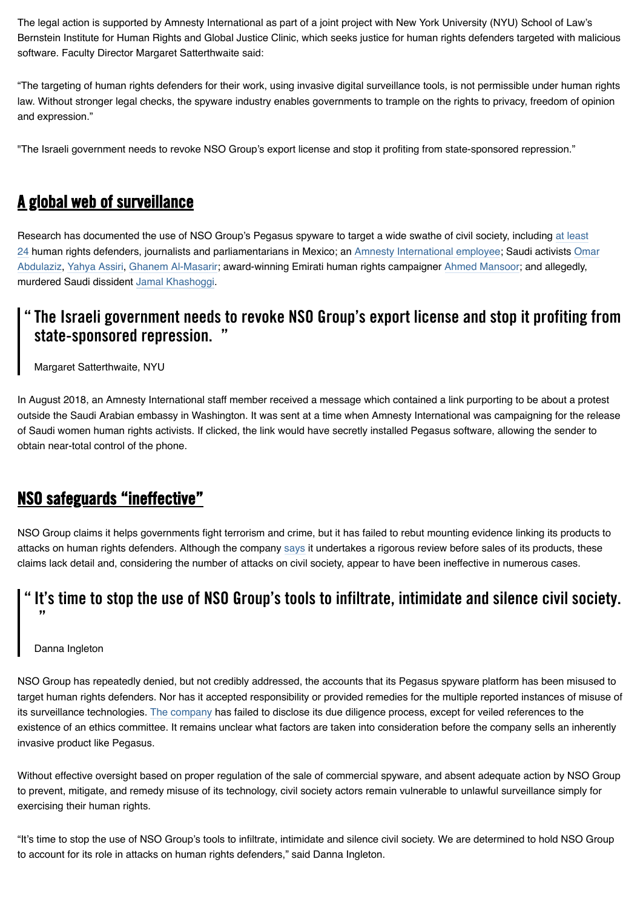The legal action is supported by Amnesty International as part of a joint project with New York University (NYU) School of Law's Bernstein Institute for Human Rights and Global Justice Clinic, which seeks justice for human rights defenders targeted with malicious software. Faculty Director Margaret Satterthwaite said:

"The targeting of human rights defenders for their work, using invasive digital surveillance tools, is not permissible under human rights law. Without stronger legal checks, the spyware industry enables governments to trample on the rights to privacy, freedom of opinion and expression."

"The Israeli government needs to revoke NSO Group's export license and stop it profiting from state-sponsored repression."

## A global web of surveillance

Research has documented the use of NSO Group's Pegasus spyware to target a wide swathe of civil society, including at least 24 human rights defenders, journalists and parliamentarians in Mexico; an Amnesty International employee; Saudi activists Omar Abdulaziz, Yahya Assiri, Ghanem Al-Masarir; award-winning Emirati human rights campaigner Ahmed Mansoor; and allegedly, murdered Saudi dissident Jamal Khashoggi.

> "The Israeli government needs to revoke NSO Group's export license and stop it profiting from state-sponsored repression."
>
> Margaret Satterthwaite, NYU

In August 2018, an Amnesty International staff member received a message which contained a link purporting to be about a protest outside the Saudi Arabian embassy in Washington. It was sent at a time when Amnesty International was campaigning for the release of Saudi women human rights activists. If clicked, the link would have secretly installed Pegasus software, allowing the sender to obtain near-total control of the phone.

## NSO safeguards "ineffective"

NSO Group claims it helps governments fight terrorism and crime, but it has failed to rebut mounting evidence linking its products to attacks on human rights defenders. Although the company says it undertakes a rigorous review before sales of its products, these claims lack detail and, considering the number of attacks on civil society, appear to have been ineffective in numerous cases.

> "It's time to stop the use of NSO Group's tools to infiltrate, intimidate and silence civil society."
>
> Danna Ingleton

NSO Group has repeatedly denied, but not credibly addressed, the accounts that its Pegasus spyware platform has been misused to target human rights defenders. Nor has it accepted responsibility or provided remedies for the multiple reported instances of misuse of its surveillance technologies. The company has failed to disclose its due diligence process, except for veiled references to the existence of an ethics committee. It remains unclear what factors are taken into consideration before the company sells an inherently invasive product like Pegasus.

Without effective oversight based on proper regulation of the sale of commercial spyware, and absent adequate action by NSO Group to prevent, mitigate, and remedy misuse of its technology, civil society actors remain vulnerable to unlawful surveillance simply for exercising their human rights.

"It's time to stop the use of NSO Group's tools to infiltrate, intimidate and silence civil society. We are determined to hold NSO Group to account for its role in attacks on human rights defenders," said Danna Ingleton.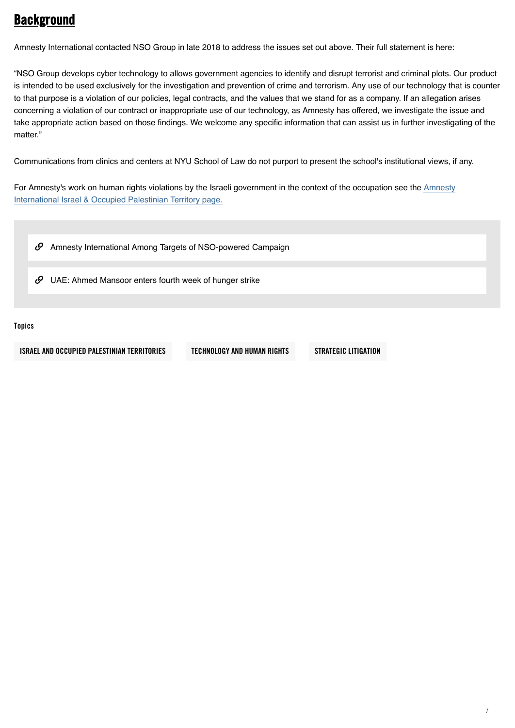## Background

Amnesty International contacted NSO Group in late 2018 to address the issues set out above. Their full statement is here:

"NSO Group develops cyber technology to allows government agencies to identify and disrupt terrorist and criminal plots. Our product is intended to be used exclusively for the investigation and prevention of crime and terrorism. Any use of our technology that is counter to that purpose is a violation of our policies, legal contracts, and the values that we stand for as a company. If an allegation arises concerning a violation of our contract or inappropriate use of our technology, as Amnesty has offered, we investigate the issue and take appropriate action based on those findings. We welcome any specific information that can assist us in further investigating of the matter."

Communications from clinics and centers at NYU School of Law do not purport to present the school's institutional views, if any.

For Amnesty's work on human rights violations by the Israeli government in the context of the occupation see the Amnesty International Israel & Occupied Palestinian Territory page.

- Amnesty International Among Targets of NSO-powered Campaign
- UAE: Ahmed Mansoor enters fourth week of hunger strike

Topics

ISRAEL AND OCCUPIED PALESTINIAN TERRITORIES

TECHNOLOGY AND HUMAN RIGHTS

STRATEGIC LITIGATION